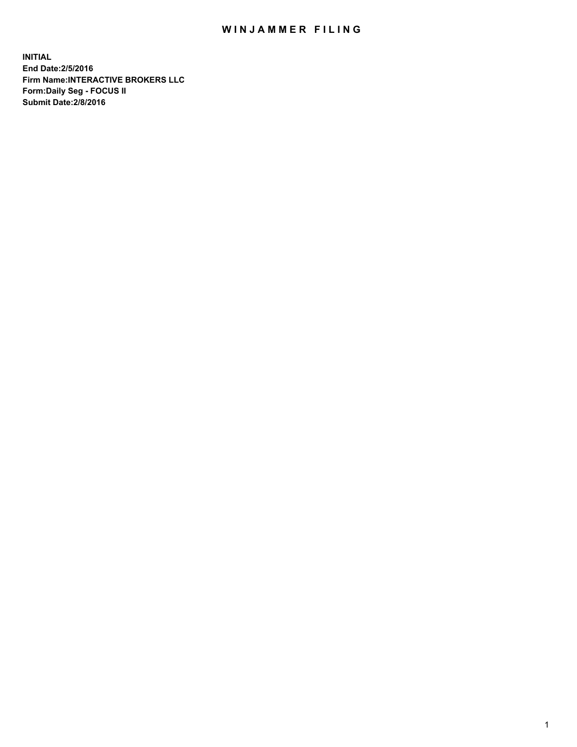# WINJAMMER FILING

**INITIAL**
**End Date:2/5/2016**
**Firm Name:INTERACTIVE BROKERS LLC**
**Form:Daily Seg - FOCUS II**
**Submit Date:2/8/2016**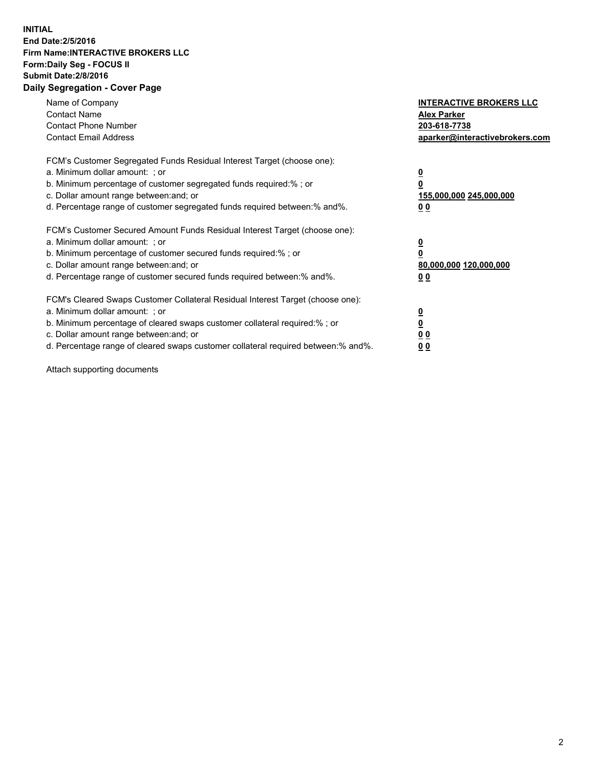**INITIAL**
**End Date:2/5/2016**
**Firm Name:INTERACTIVE BROKERS LLC**
**Form:Daily Seg - FOCUS II**
**Submit Date:2/8/2016**
**Daily Segregation - Cover Page**

| | |
|---|---|
| Name of Company | **INTERACTIVE BROKERS LLC** |
| Contact Name | **Alex Parker** |
| Contact Phone Number | **203-618-7738** |
| Contact Email Address | **aparker@interactivebrokers.com** |

FCM's Customer Segregated Funds Residual Interest Target (choose one):

| | |
|---|---|
| a. Minimum dollar amount: ; or | **0** |
| b. Minimum percentage of customer segregated funds required:% ; or | **0** |
| c. Dollar amount range between:and; or | **155,000,000 245,000,000** |
| d. Percentage range of customer segregated funds required between:% and%. | **0 0** |

FCM's Customer Secured Amount Funds Residual Interest Target (choose one):

| | |
|---|---|
| a. Minimum dollar amount: ; or | **0** |
| b. Minimum percentage of customer secured funds required:% ; or | **0** |
| c. Dollar amount range between:and; or | **80,000,000 120,000,000** |
| d. Percentage range of customer secured funds required between:% and%. | **0 0** |

FCM's Cleared Swaps Customer Collateral Residual Interest Target (choose one):

| | |
|---|---|
| a. Minimum dollar amount: ; or | **0** |
| b. Minimum percentage of cleared swaps customer collateral required:% ; or | **0** |
| c. Dollar amount range between:and; or | **0 0** |
| d. Percentage range of cleared swaps customer collateral required between:% and%. | **0 0** |

Attach supporting documents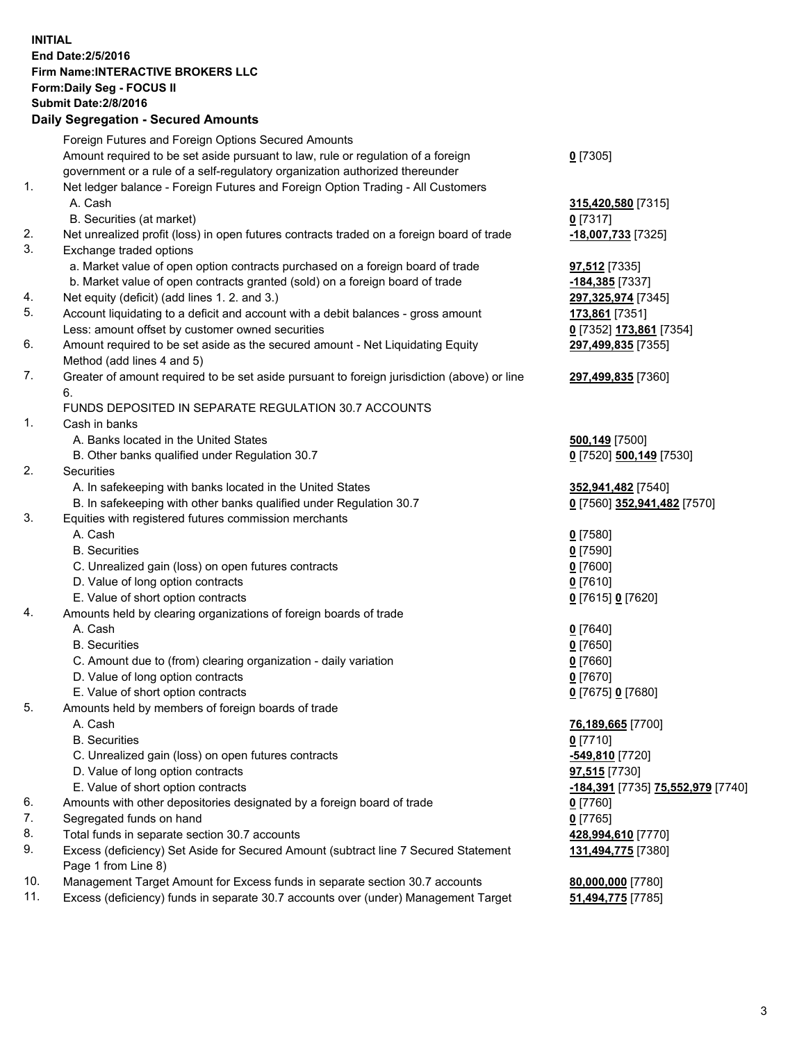**INITIAL**
**End Date:2/5/2016**
**Firm Name:INTERACTIVE BROKERS LLC**
**Form:Daily Seg - FOCUS II**
**Submit Date:2/8/2016**

## Daily Segregation - Secured Amounts

| | | |
|---|---|---|
| | Foreign Futures and Foreign Options Secured Amounts | |
| | Amount required to be set aside pursuant to law, rule or regulation of a foreign government or a rule of a self-regulatory organization authorized thereunder | **0** [7305] |
| 1. | Net ledger balance - Foreign Futures and Foreign Option Trading - All Customers | |
| | A. Cash | **315,420,580** [7315] |
| | B. Securities (at market) | **0** [7317] |
| 2. | Net unrealized profit (loss) in open futures contracts traded on a foreign board of trade | **-18,007,733** [7325] |
| 3. | Exchange traded options | |
| | a. Market value of open option contracts purchased on a foreign board of trade | **97,512** [7335] |
| | b. Market value of open contracts granted (sold) on a foreign board of trade | **-184,385** [7337] |
| 4. | Net equity (deficit) (add lines 1. 2. and 3.) | **297,325,974** [7345] |
| 5. | Account liquidating to a deficit and account with a debit balances - gross amount | **173,861** [7351] |
| | Less: amount offset by customer owned securities | **0** [7352] **173,861** [7354] |
| 6. | Amount required to be set aside as the secured amount - Net Liquidating Equity Method (add lines 4 and 5) | **297,499,835** [7355] |
| 7. | Greater of amount required to be set aside pursuant to foreign jurisdiction (above) or line 6. | **297,499,835** [7360] |
| | FUNDS DEPOSITED IN SEPARATE REGULATION 30.7 ACCOUNTS | |
| 1. | Cash in banks | |
| | A. Banks located in the United States | **500,149** [7500] |
| | B. Other banks qualified under Regulation 30.7 | **0** [7520] **500,149** [7530] |
| 2. | Securities | |
| | A. In safekeeping with banks located in the United States | **352,941,482** [7540] |
| | B. In safekeeping with other banks qualified under Regulation 30.7 | **0** [7560] **352,941,482** [7570] |
| 3. | Equities with registered futures commission merchants | |
| | A. Cash | **0** [7580] |
| | B. Securities | **0** [7590] |
| | C. Unrealized gain (loss) on open futures contracts | **0** [7600] |
| | D. Value of long option contracts | **0** [7610] |
| | E. Value of short option contracts | **0** [7615] **0** [7620] |
| 4. | Amounts held by clearing organizations of foreign boards of trade | |
| | A. Cash | **0** [7640] |
| | B. Securities | **0** [7650] |
| | C. Amount due to (from) clearing organization - daily variation | **0** [7660] |
| | D. Value of long option contracts | **0** [7670] |
| | E. Value of short option contracts | **0** [7675] **0** [7680] |
| 5. | Amounts held by members of foreign boards of trade | |
| | A. Cash | **76,189,665** [7700] |
| | B. Securities | **0** [7710] |
| | C. Unrealized gain (loss) on open futures contracts | **-549,810** [7720] |
| | D. Value of long option contracts | **97,515** [7730] |
| | E. Value of short option contracts | **-184,391** [7735] **75,552,979** [7740] |
| 6. | Amounts with other depositories designated by a foreign board of trade | **0** [7760] |
| 7. | Segregated funds on hand | **0** [7765] |
| 8. | Total funds in separate section 30.7 accounts | **428,994,610** [7770] |
| 9. | Excess (deficiency) Set Aside for Secured Amount (subtract line 7 Secured Statement Page 1 from Line 8) | **131,494,775** [7380] |
| 10. | Management Target Amount for Excess funds in separate section 30.7 accounts | **80,000,000** [7780] |
| 11. | Excess (deficiency) funds in separate 30.7 accounts over (under) Management Target | **51,494,775** [7785] |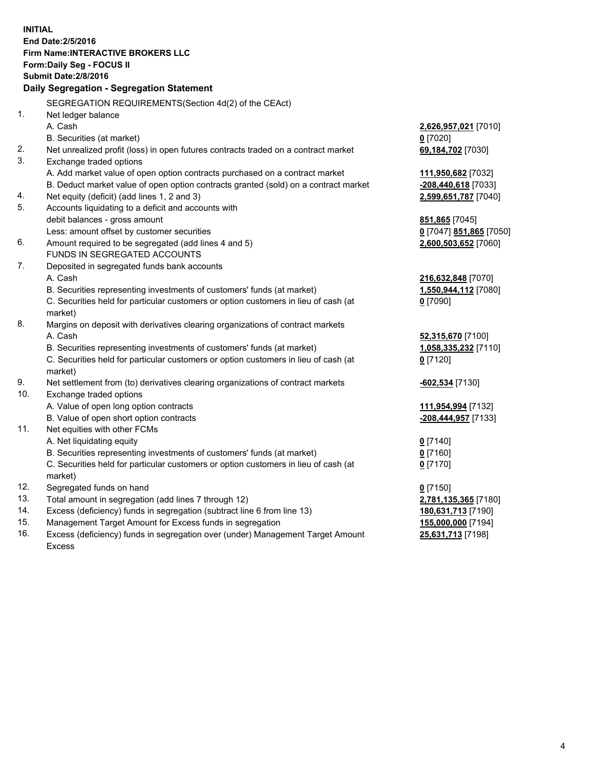**INITIAL**
**End Date:2/5/2016**
**Firm Name:INTERACTIVE BROKERS LLC**
**Form:Daily Seg - FOCUS II**
**Submit Date:2/8/2016**

## Daily Segregation - Segregation Statement

SEGREGATION REQUIREMENTS(Section 4d(2) of the CEAct)

| | | |
|---|---|---|
| 1. | Net ledger balance | |
| | A. Cash | **2,626,957,021** [7010] |
| | B. Securities (at market) | **0** [7020] |
| 2. | Net unrealized profit (loss) in open futures contracts traded on a contract market | **69,184,702** [7030] |
| 3. | Exchange traded options | |
| | A. Add market value of open option contracts purchased on a contract market | **111,950,682** [7032] |
| | B. Deduct market value of open option contracts granted (sold) on a contract market | **-208,440,618** [7033] |
| 4. | Net equity (deficit) (add lines 1, 2 and 3) | **2,599,651,787** [7040] |
| 5. | Accounts liquidating to a deficit and accounts with debit balances - gross amount | **851,865** [7045] |
| | Less: amount offset by customer securities | **0** [7047] **851,865** [7050] |
| 6. | Amount required to be segregated (add lines 4 and 5) | **2,600,503,652** [7060] |
| | FUNDS IN SEGREGATED ACCOUNTS | |
| 7. | Deposited in segregated funds bank accounts | |
| | A. Cash | **216,632,848** [7070] |
| | B. Securities representing investments of customers' funds (at market) | **1,550,944,112** [7080] |
| | C. Securities held for particular customers or option customers in lieu of cash (at market) | **0** [7090] |
| 8. | Margins on deposit with derivatives clearing organizations of contract markets | |
| | A. Cash | **52,315,670** [7100] |
| | B. Securities representing investments of customers' funds (at market) | **1,058,335,232** [7110] |
| | C. Securities held for particular customers or option customers in lieu of cash (at market) | **0** [7120] |
| 9. | Net settlement from (to) derivatives clearing organizations of contract markets | **-602,534** [7130] |
| 10. | Exchange traded options | |
| | A. Value of open long option contracts | **111,954,994** [7132] |
| | B. Value of open short option contracts | **-208,444,957** [7133] |
| 11. | Net equities with other FCMs | |
| | A. Net liquidating equity | **0** [7140] |
| | B. Securities representing investments of customers' funds (at market) | **0** [7160] |
| | C. Securities held for particular customers or option customers in lieu of cash (at market) | **0** [7170] |
| 12. | Segregated funds on hand | **0** [7150] |
| 13. | Total amount in segregation (add lines 7 through 12) | **2,781,135,365** [7180] |
| 14. | Excess (deficiency) funds in segregation (subtract line 6 from line 13) | **180,631,713** [7190] |
| 15. | Management Target Amount for Excess funds in segregation | **155,000,000** [7194] |
| 16. | Excess (deficiency) funds in segregation over (under) Management Target Amount Excess | **25,631,713** [7198] |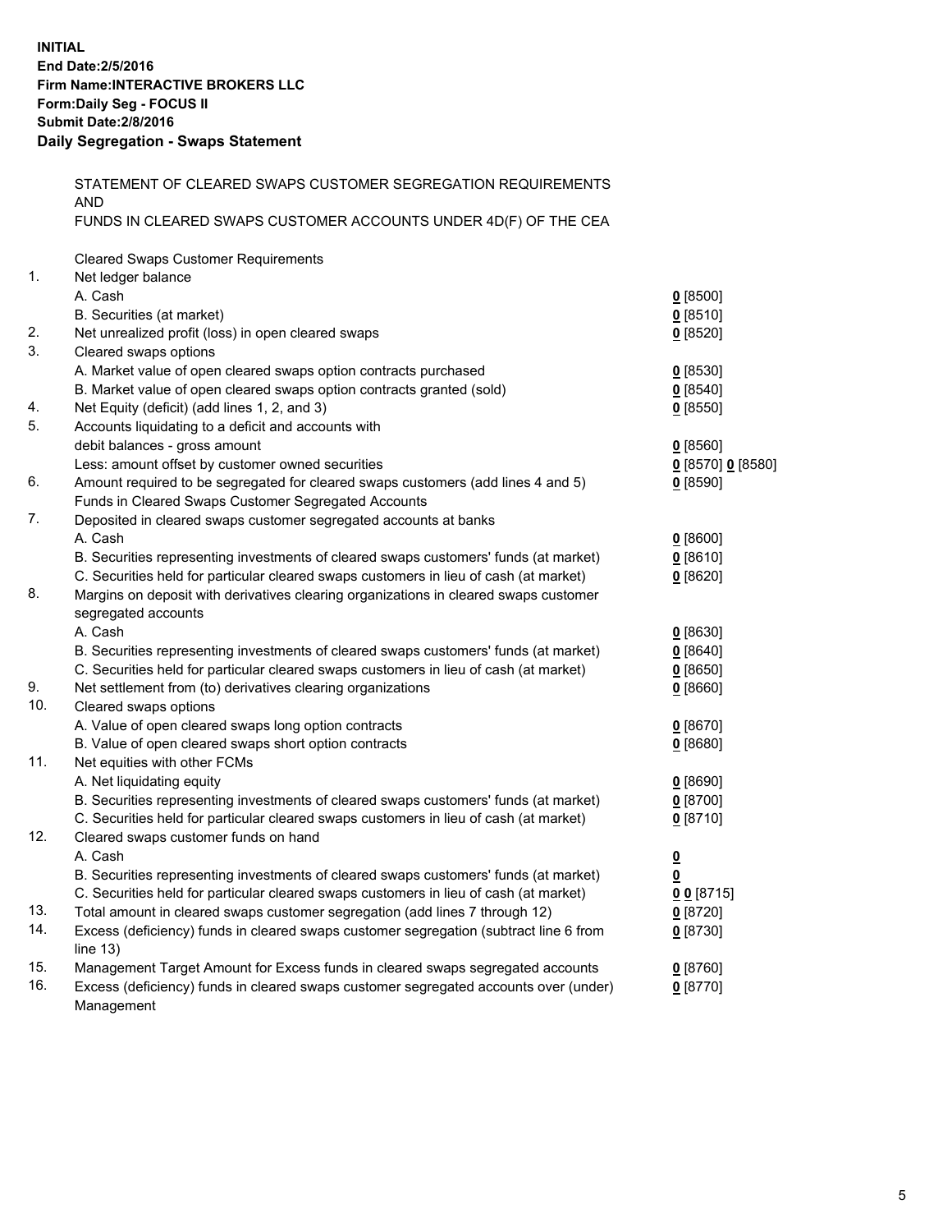**INITIAL**
**End Date:2/5/2016**
**Firm Name:INTERACTIVE BROKERS LLC**
**Form:Daily Seg - FOCUS II**
**Submit Date:2/8/2016**
**Daily Segregation - Swaps Statement**

STATEMENT OF CLEARED SWAPS CUSTOMER SEGREGATION REQUIREMENTS AND FUNDS IN CLEARED SWAPS CUSTOMER ACCOUNTS UNDER 4D(F) OF THE CEA

| | | |
|---|---|---|
| | Cleared Swaps Customer Requirements | |
| 1. | Net ledger balance | |
| | A. Cash | 0 [8500] |
| | B. Securities (at market) | 0 [8510] |
| 2. | Net unrealized profit (loss) in open cleared swaps | 0 [8520] |
| 3. | Cleared swaps options | |
| | A. Market value of open cleared swaps option contracts purchased | 0 [8530] |
| | B. Market value of open cleared swaps option contracts granted (sold) | 0 [8540] |
| 4. | Net Equity (deficit) (add lines 1, 2, and 3) | 0 [8550] |
| 5. | Accounts liquidating to a deficit and accounts with | |
| | debit balances - gross amount | 0 [8560] |
| | Less: amount offset by customer owned securities | 0 [8570] 0 [8580] |
| 6. | Amount required to be segregated for cleared swaps customers (add lines 4 and 5) | 0 [8590] |
| | Funds in Cleared Swaps Customer Segregated Accounts | |
| 7. | Deposited in cleared swaps customer segregated accounts at banks | |
| | A. Cash | 0 [8600] |
| | B. Securities representing investments of cleared swaps customers' funds (at market) | 0 [8610] |
| | C. Securities held for particular cleared swaps customers in lieu of cash (at market) | 0 [8620] |
| 8. | Margins on deposit with derivatives clearing organizations in cleared swaps customer segregated accounts | |
| | A. Cash | 0 [8630] |
| | B. Securities representing investments of cleared swaps customers' funds (at market) | 0 [8640] |
| | C. Securities held for particular cleared swaps customers in lieu of cash (at market) | 0 [8650] |
| 9. | Net settlement from (to) derivatives clearing organizations | 0 [8660] |
| 10. | Cleared swaps options | |
| | A. Value of open cleared swaps long option contracts | 0 [8670] |
| | B. Value of open cleared swaps short option contracts | 0 [8680] |
| 11. | Net equities with other FCMs | |
| | A. Net liquidating equity | 0 [8690] |
| | B. Securities representing investments of cleared swaps customers' funds (at market) | 0 [8700] |
| | C. Securities held for particular cleared swaps customers in lieu of cash (at market) | 0 [8710] |
| 12. | Cleared swaps customer funds on hand | |
| | A. Cash | 0 |
| | B. Securities representing investments of cleared swaps customers' funds (at market) | 0 |
| | C. Securities held for particular cleared swaps customers in lieu of cash (at market) | 0 0 [8715] |
| 13. | Total amount in cleared swaps customer segregation (add lines 7 through 12) | 0 [8720] |
| 14. | Excess (deficiency) funds in cleared swaps customer segregation (subtract line 6 from line 13) | 0 [8730] |
| 15. | Management Target Amount for Excess funds in cleared swaps segregated accounts | 0 [8760] |
| 16. | Excess (deficiency) funds in cleared swaps customer segregated accounts over (under) Management | 0 [8770] |